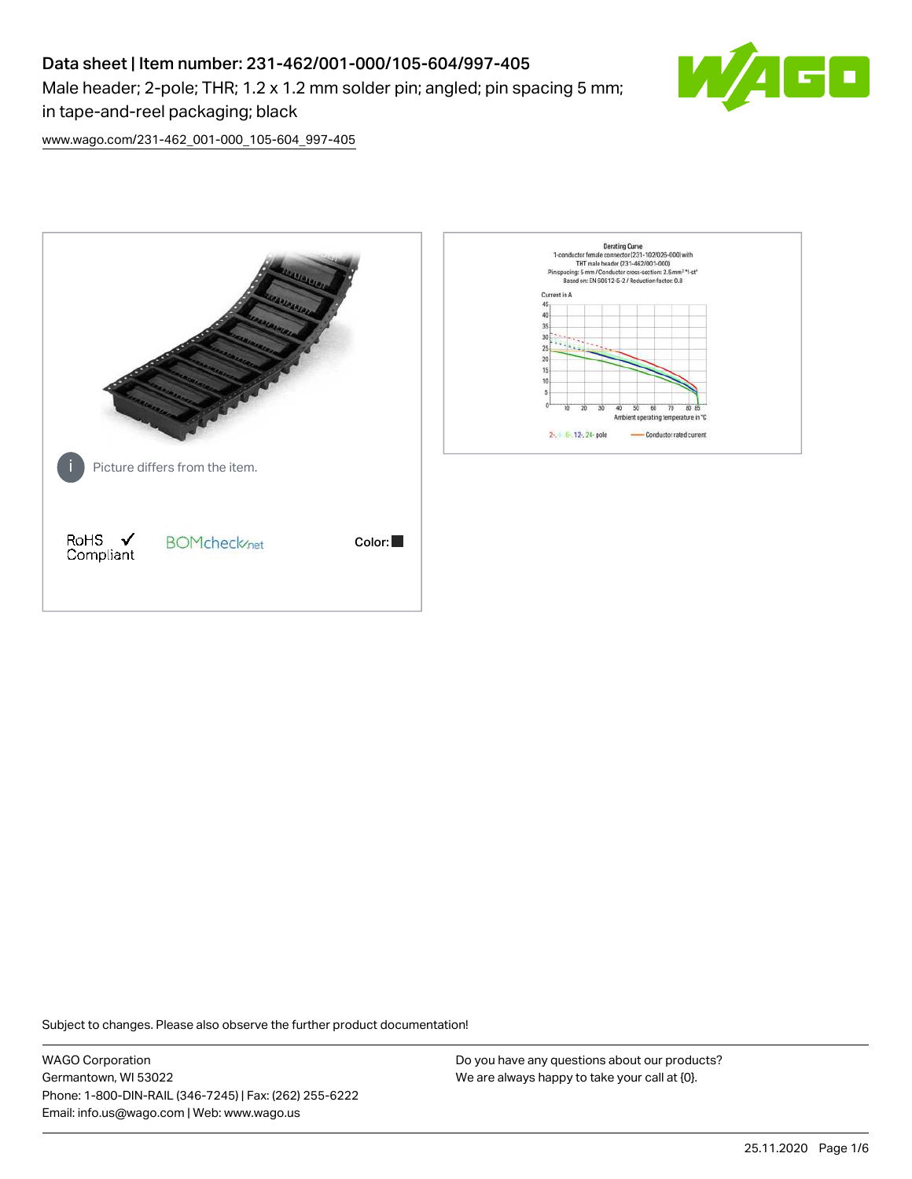# Data sheet | Item number: 231-462/001-000/105-604/997-405

Male header; 2-pole; THR; 1.2 x 1.2 mm solder pin; angled; pin spacing 5 mm; in tape-and-reel packaging; black

www.wago.com/231-462_001-000_105-604_997-405

Picture differs from the item.

RoHS ✓ Compliant

BOMcheck.net

Color: ■

Derating Curve
1-conductor female connector (231-102/026-000) with THT male header (231-462/001-000)
Pin spacing: 5 mm / Conductor cross-section: 2.5 mm² "f-st"
Based on: EN 60512-5-2 / Reduction factor: 0.8

Current in A

Ambient operating temperature in °C

2-, 4-, 6-, 12-, 24- pole — Conductor rated current

Subject to changes. Please also observe the further product documentation!

WAGO Corporation
Germantown, WI 53022
Phone: 1-800-DIN-RAIL (346-7245) | Fax: (262) 255-6222
Email: info.us@wago.com | Web: www.wago.us

Do you have any questions about our products?
We are always happy to take your call at {0}.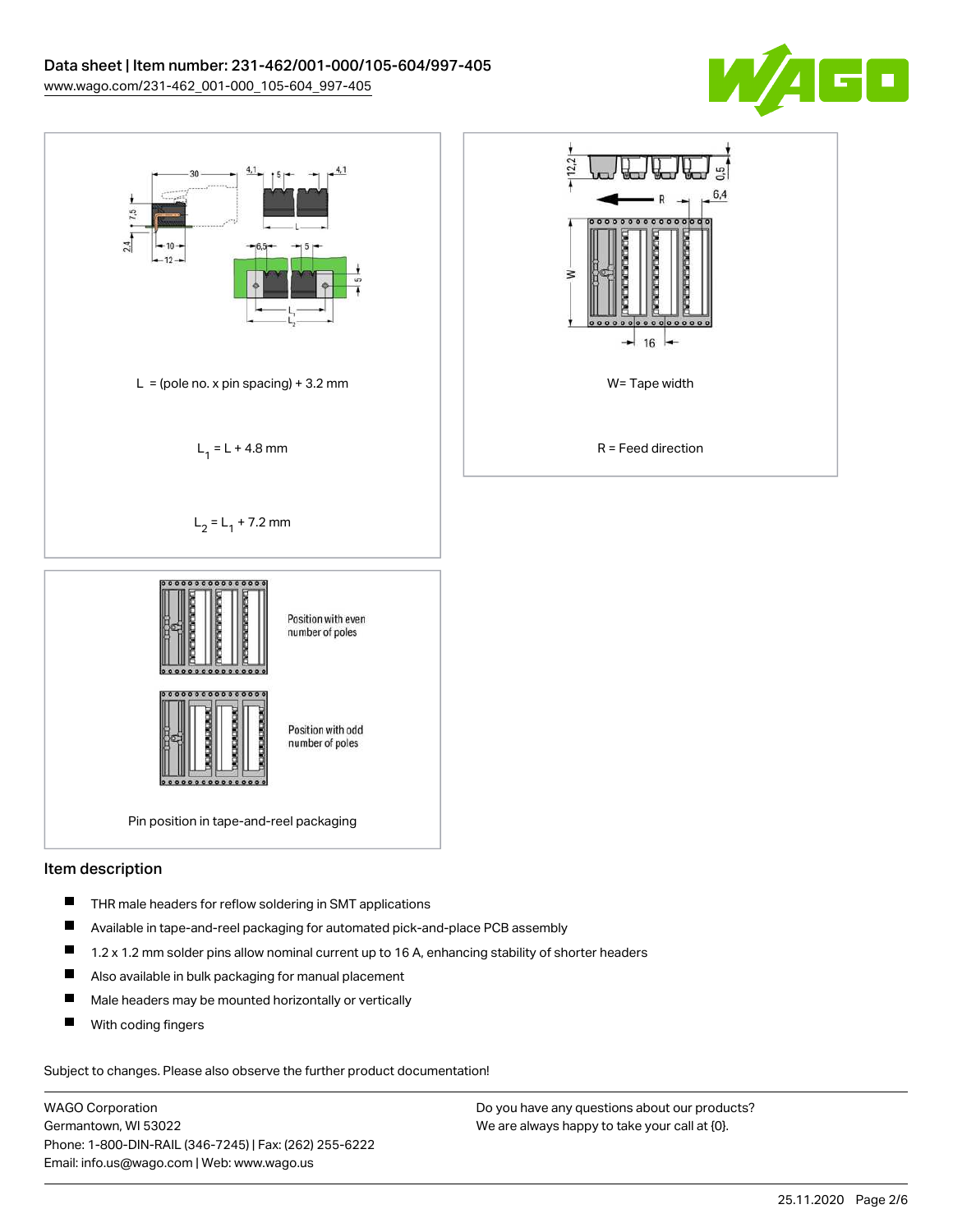L = (pole no. x pin spacing) + 3.2 mm

$L_1$ = L + 4.8 mm

$L_2$ = $L_1$ + 7.2 mm

W= Tape width

R = Feed direction

Position with even number of poles

Position with odd number of poles

Pin position in tape-and-reel packaging

## Item description

- THR male headers for reflow soldering in SMT applications
- Available in tape-and-reel packaging for automated pick-and-place PCB assembly
- 1.2 x 1.2 mm solder pins allow nominal current up to 16 A, enhancing stability of shorter headers
- Also available in bulk packaging for manual placement
- Male headers may be mounted horizontally or vertically
- With coding fingers

Subject to changes. Please also observe the further product documentation!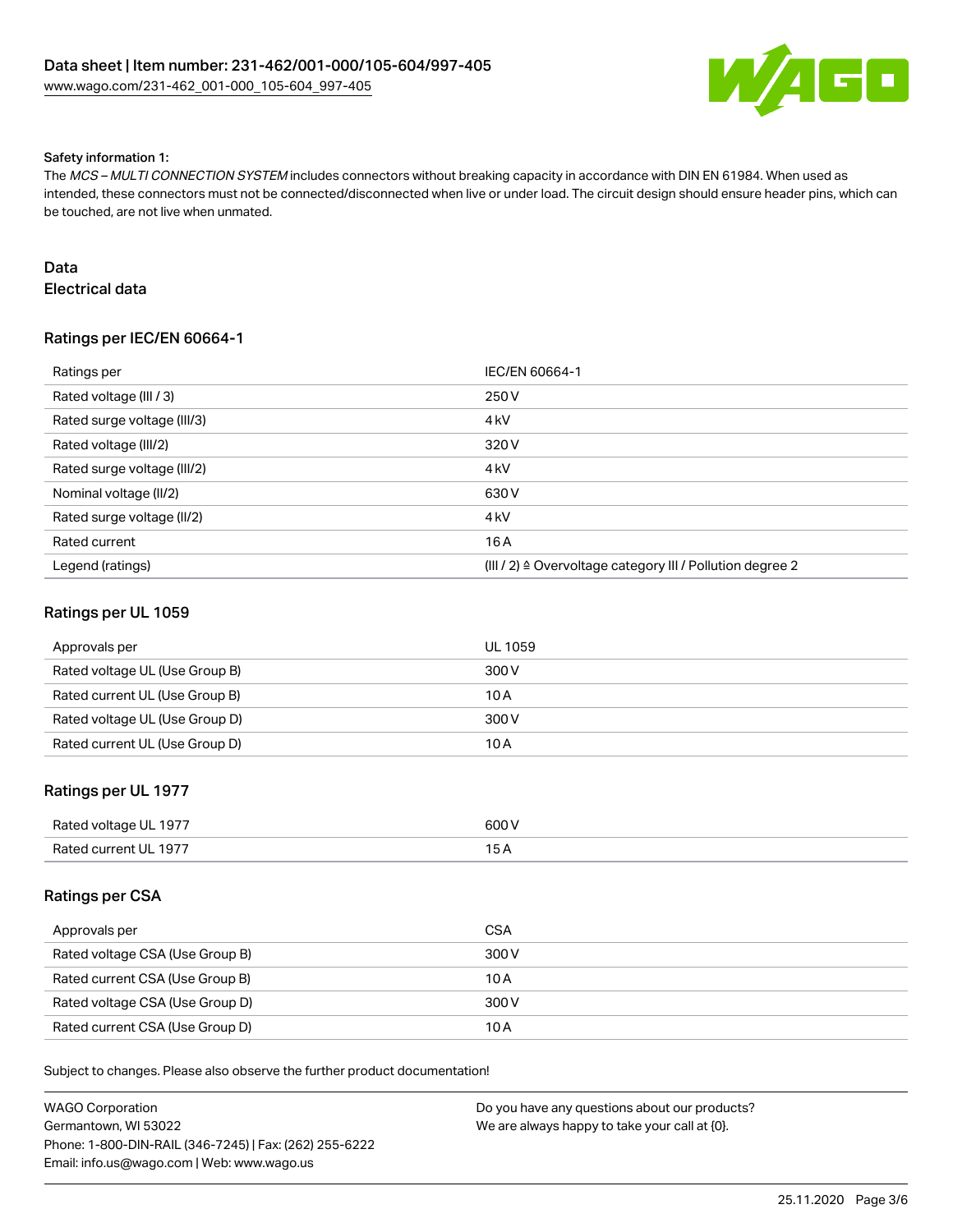Safety information 1:

The *MCS – MULTI CONNECTION SYSTEM* includes connectors without breaking capacity in accordance with DIN EN 61984. When used as intended, these connectors must not be connected/disconnected when live or under load. The circuit design should ensure header pins, which can be touched, are not live when unmated.

## Data

### Electrical data

### Ratings per IEC/EN 60664-1

| Ratings per | IEC/EN 60664-1 |
|---|---|
| Rated voltage (III / 3) | 250 V |
| Rated surge voltage (III/3) | 4 kV |
| Rated voltage (III/2) | 320 V |
| Rated surge voltage (III/2) | 4 kV |
| Nominal voltage (II/2) | 630 V |
| Rated surge voltage (II/2) | 4 kV |
| Rated current | 16 A |
| Legend (ratings) | (III / 2) ≙ Overvoltage category III / Pollution degree 2 |

### Ratings per UL 1059

| Approvals per | UL 1059 |
|---|---|
| Rated voltage UL (Use Group B) | 300 V |
| Rated current UL (Use Group B) | 10 A |
| Rated voltage UL (Use Group D) | 300 V |
| Rated current UL (Use Group D) | 10 A |

### Ratings per UL 1977

| Rated voltage UL 1977 | 600 V |
|---|---|
| Rated current UL 1977 | 15 A |

### Ratings per CSA

| Approvals per | CSA |
|---|---|
| Rated voltage CSA (Use Group B) | 300 V |
| Rated current CSA (Use Group B) | 10 A |
| Rated voltage CSA (Use Group D) | 300 V |
| Rated current CSA (Use Group D) | 10 A |

Subject to changes. Please also observe the further product documentation!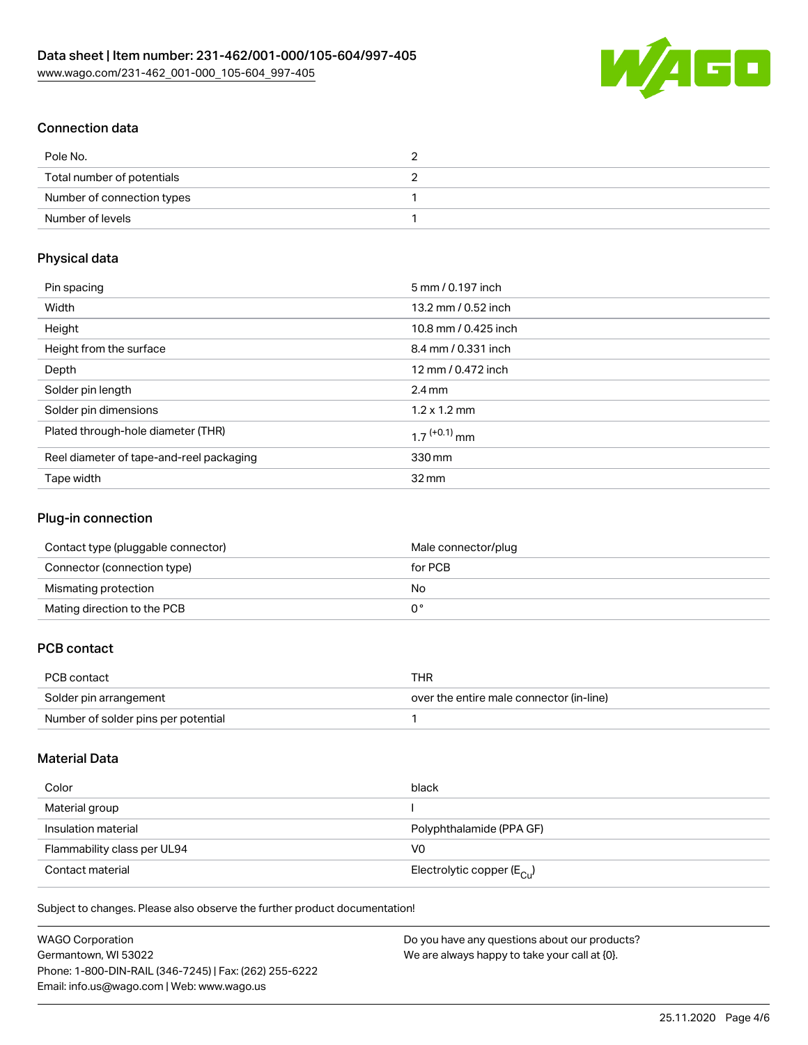## Connection data

| | |
|---|---|
| Pole No. | 2 |
| Total number of potentials | 2 |
| Number of connection types | 1 |
| Number of levels | 1 |

## Physical data

| | |
|---|---|
| Pin spacing | 5 mm / 0.197 inch |
| Width | 13.2 mm / 0.52 inch |
| Height | 10.8 mm / 0.425 inch |
| Height from the surface | 8.4 mm / 0.331 inch |
| Depth | 12 mm / 0.472 inch |
| Solder pin length | 2.4 mm |
| Solder pin dimensions | 1.2 x 1.2 mm |
| Plated through-hole diameter (THR) | $1.7^{(+0.1)}$ mm |
| Reel diameter of tape-and-reel packaging | 330 mm |
| Tape width | 32 mm |

## Plug-in connection

| | |
|---|---|
| Contact type (pluggable connector) | Male connector/plug |
| Connector (connection type) | for PCB |
| Mismating protection | No |
| Mating direction to the PCB | 0 ° |

## PCB contact

| | |
|---|---|
| PCB contact | THR |
| Solder pin arrangement | over the entire male connector (in-line) |
| Number of solder pins per potential | 1 |

## Material Data

| | |
|---|---|
| Color | black |
| Material group | I |
| Insulation material | Polyphthalamide (PPA GF) |
| Flammability class per UL94 | V0 |
| Contact material | Electrolytic copper ($E_{Cu}$) |

Subject to changes. Please also observe the further product documentation!

WAGO Corporation
Germantown, WI 53022
Phone: 1-800-DIN-RAIL (346-7245) | Fax: (262) 255-6222
Email: info.us@wago.com | Web: www.wago.us

Do you have any questions about our products?
We are always happy to take your call at {0}.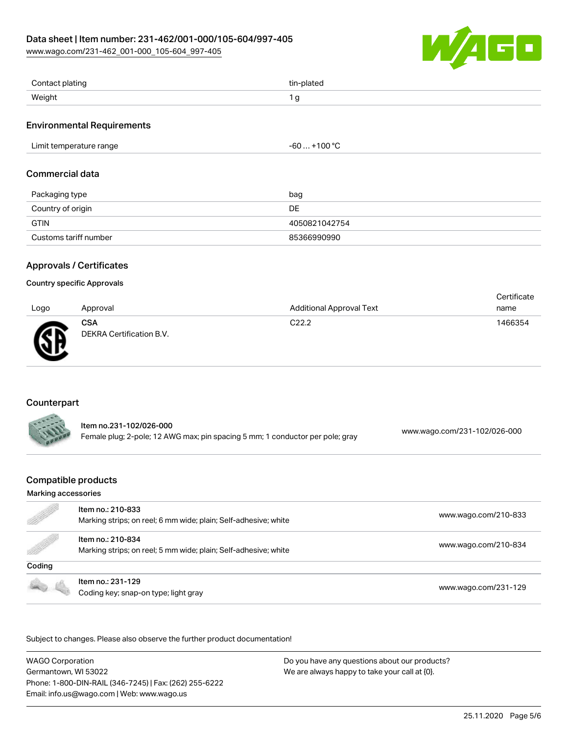| | |
|---|---|
| Contact plating | tin-plated |
| Weight | 1 g |

## Environmental Requirements

| | |
|---|---|
| Limit temperature range | -60 … +100 °C |

## Commercial data

| | |
|---|---|
| Packaging type | bag |
| Country of origin | DE |
| GTIN | 4050821042754 |
| Customs tariff number | 85366990990 |

## Approvals / Certificates

### Country specific Approvals

| Logo | Approval | Additional Approval Text | Certificate name |
|---|---|---|---|
| | **CSA**<br>DEKRA Certification B.V. | C22.2 | 1466354 |

## Counterpart

| | | |
|---|---|---|
| | Item no.231-102/026-000<br>Female plug; 2-pole; 12 AWG max; pin spacing 5 mm; 1 conductor per pole; gray | www.wago.com/231-102/026-000 |

## Compatible products

### Marking accessories

| | | |
|---|---|---|
| | Item no.: 210-833<br>Marking strips; on reel; 6 mm wide; plain; Self-adhesive; white | www.wago.com/210-833 |
| | Item no.: 210-834<br>Marking strips; on reel; 5 mm wide; plain; Self-adhesive; white | www.wago.com/210-834 |

### Coding

| | | |
|---|---|---|
| | Item no.: 231-129<br>Coding key; snap-on type; light gray | www.wago.com/231-129 |

Subject to changes. Please also observe the further product documentation!

WAGO Corporation
Germantown, WI 53022
Phone: 1-800-DIN-RAIL (346-7245) | Fax: (262) 255-6222
Email: info.us@wago.com | Web: www.wago.us

Do you have any questions about our products?
We are always happy to take your call at {0}.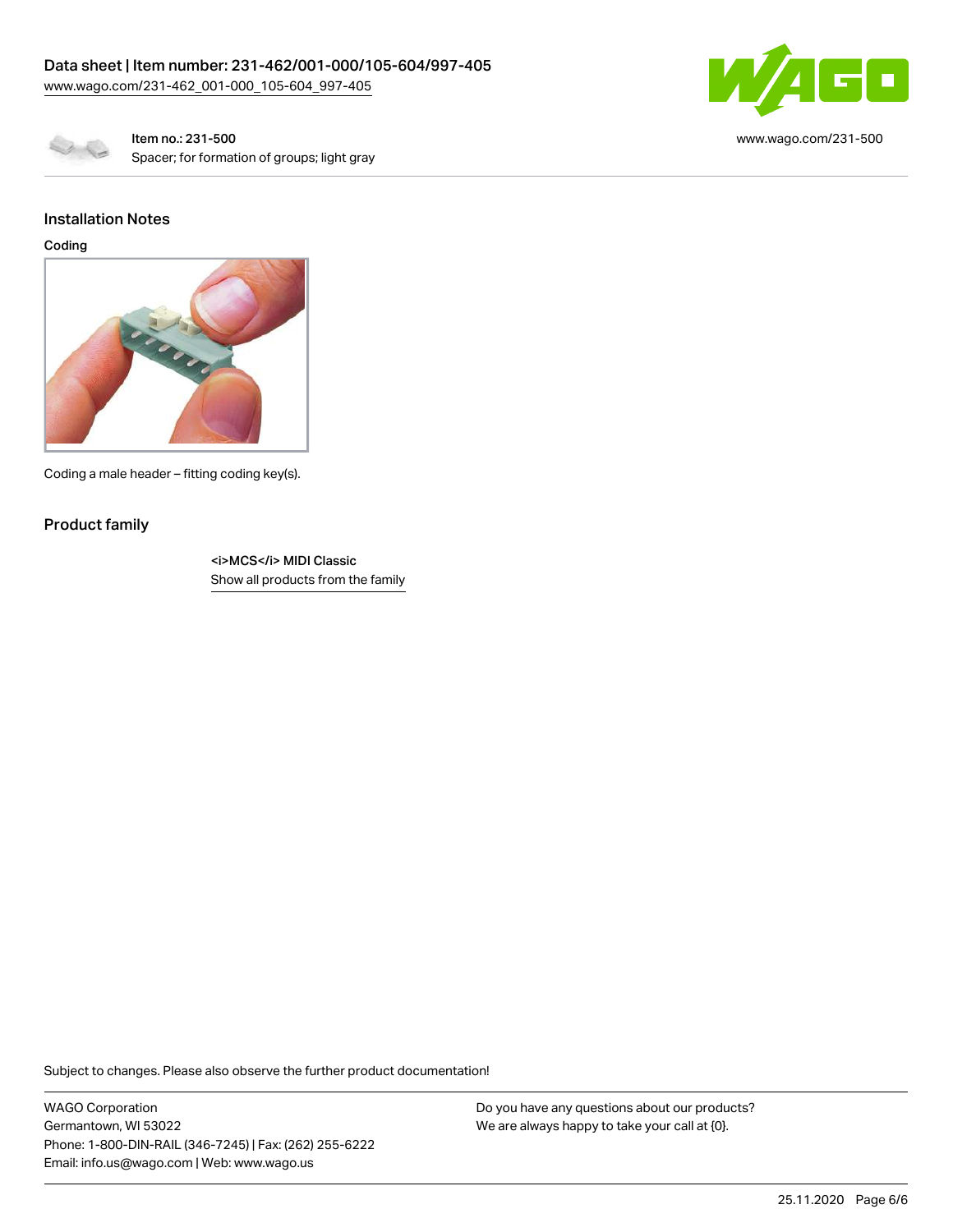Item no.: 231-500

Spacer; for formation of groups; light gray

www.wago.com/231-500

## Installation Notes

### Coding

Coding a male header – fitting coding key(s).

## Product family

<i>MCS</i> MIDI Classic

Show all products from the family

Subject to changes. Please also observe the further product documentation!

WAGO Corporation
Germantown, WI 53022
Phone: 1-800-DIN-RAIL (346-7245) | Fax: (262) 255-6222
Email: info.us@wago.com | Web: www.wago.us

Do you have any questions about our products?
We are always happy to take your call at {0}.

25.11.2020